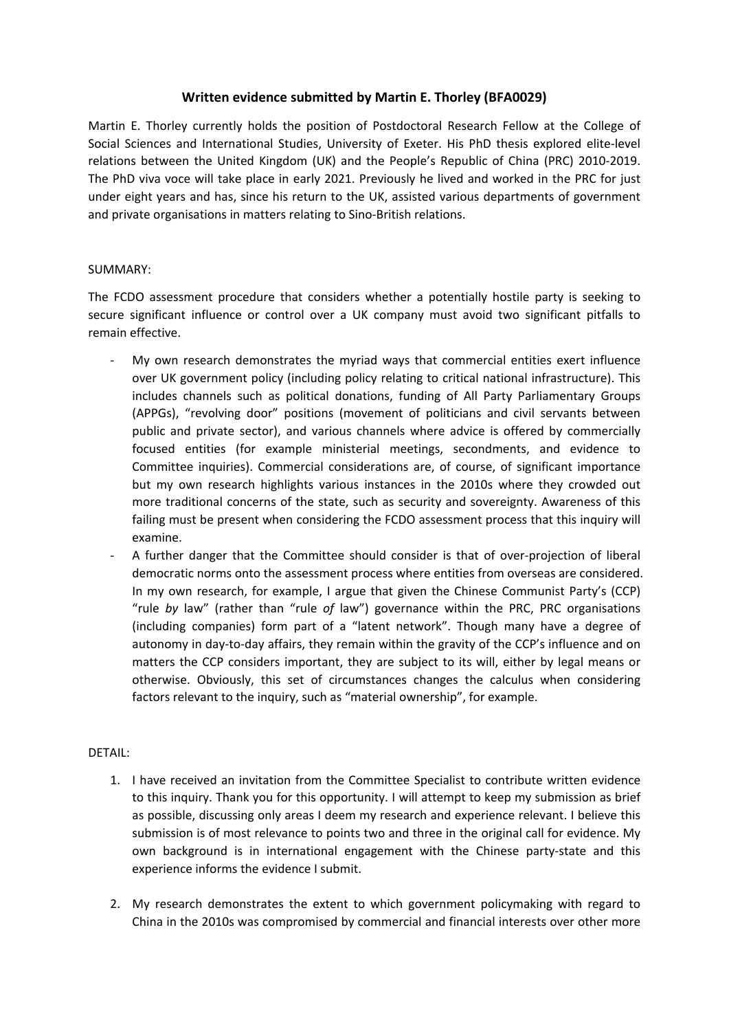# Written evidence submitted by Martin E. Thorley (BFA0029)

Martin E. Thorley currently holds the position of Postdoctoral Research Fellow at the College of Social Sciences and International Studies, University of Exeter. His PhD thesis explored elite-level relations between the United Kingdom (UK) and the People's Republic of China (PRC) 2010-2019. The PhD viva voce will take place in early 2021. Previously he lived and worked in the PRC for just under eight years and has, since his return to the UK, assisted various departments of government and private organisations in matters relating to Sino-British relations.

SUMMARY:

The FCDO assessment procedure that considers whether a potentially hostile party is seeking to secure significant influence or control over a UK company must avoid two significant pitfalls to remain effective.

- My own research demonstrates the myriad ways that commercial entities exert influence over UK government policy (including policy relating to critical national infrastructure). This includes channels such as political donations, funding of All Party Parliamentary Groups (APPGs), "revolving door" positions (movement of politicians and civil servants between public and private sector), and various channels where advice is offered by commercially focused entities (for example ministerial meetings, secondments, and evidence to Committee inquiries). Commercial considerations are, of course, of significant importance but my own research highlights various instances in the 2010s where they crowded out more traditional concerns of the state, such as security and sovereignty. Awareness of this failing must be present when considering the FCDO assessment process that this inquiry will examine.
- A further danger that the Committee should consider is that of over-projection of liberal democratic norms onto the assessment process where entities from overseas are considered. In my own research, for example, I argue that given the Chinese Communist Party's (CCP) "rule *by* law" (rather than "rule *of* law") governance within the PRC, PRC organisations (including companies) form part of a "latent network". Though many have a degree of autonomy in day-to-day affairs, they remain within the gravity of the CCP's influence and on matters the CCP considers important, they are subject to its will, either by legal means or otherwise. Obviously, this set of circumstances changes the calculus when considering factors relevant to the inquiry, such as "material ownership", for example.

DETAIL:

1. I have received an invitation from the Committee Specialist to contribute written evidence to this inquiry. Thank you for this opportunity. I will attempt to keep my submission as brief as possible, discussing only areas I deem my research and experience relevant. I believe this submission is of most relevance to points two and three in the original call for evidence. My own background is in international engagement with the Chinese party-state and this experience informs the evidence I submit.

2. My research demonstrates the extent to which government policymaking with regard to China in the 2010s was compromised by commercial and financial interests over other more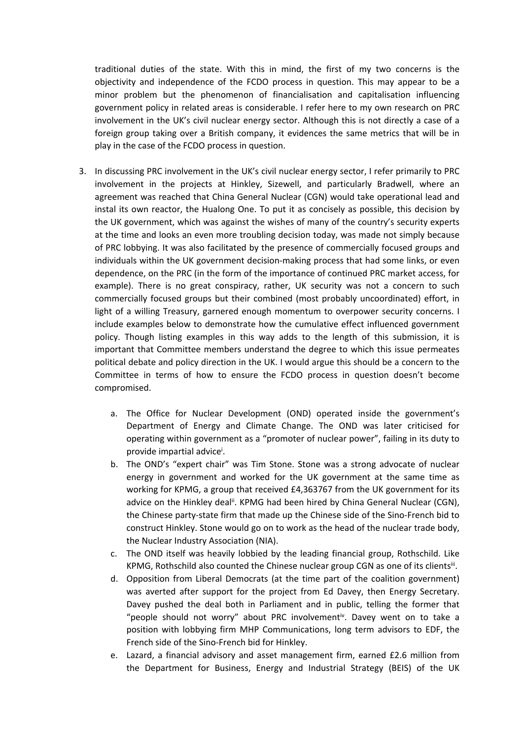traditional duties of the state. With this in mind, the first of my two concerns is the objectivity and independence of the FCDO process in question. This may appear to be a minor problem but the phenomenon of financialisation and capitalisation influencing government policy in related areas is considerable. I refer here to my own research on PRC involvement in the UK's civil nuclear energy sector. Although this is not directly a case of a foreign group taking over a British company, it evidences the same metrics that will be in play in the case of the FCDO process in question.

3. In discussing PRC involvement in the UK's civil nuclear energy sector, I refer primarily to PRC involvement in the projects at Hinkley, Sizewell, and particularly Bradwell, where an agreement was reached that China General Nuclear (CGN) would take operational lead and instal its own reactor, the Hualong One. To put it as concisely as possible, this decision by the UK government, which was against the wishes of many of the country's security experts at the time and looks an even more troubling decision today, was made not simply because of PRC lobbying. It was also facilitated by the presence of commercially focused groups and individuals within the UK government decision-making process that had some links, or even dependence, on the PRC (in the form of the importance of continued PRC market access, for example). There is no great conspiracy, rather, UK security was not a concern to such commercially focused groups but their combined (most probably uncoordinated) effort, in light of a willing Treasury, garnered enough momentum to overpower security concerns. I include examples below to demonstrate how the cumulative effect influenced government policy. Though listing examples in this way adds to the length of this submission, it is important that Committee members understand the degree to which this issue permeates political debate and policy direction in the UK. I would argue this should be a concern to the Committee in terms of how to ensure the FCDO process in question doesn't become compromised.

   a. The Office for Nuclear Development (OND) operated inside the government's Department of Energy and Climate Change. The OND was later criticised for operating within government as a "promoter of nuclear power", failing in its duty to provide impartial advice[i].
   b. The OND's "expert chair" was Tim Stone. Stone was a strong advocate of nuclear energy in government and worked for the UK government at the same time as working for KPMG, a group that received £4,363767 from the UK government for its advice on the Hinkley deal[ii]. KPMG had been hired by China General Nuclear (CGN), the Chinese party-state firm that made up the Chinese side of the Sino-French bid to construct Hinkley. Stone would go on to work as the head of the nuclear trade body, the Nuclear Industry Association (NIA).
   c. The OND itself was heavily lobbied by the leading financial group, Rothschild. Like KPMG, Rothschild also counted the Chinese nuclear group CGN as one of its clients[iii].
   d. Opposition from Liberal Democrats (at the time part of the coalition government) was averted after support for the project from Ed Davey, then Energy Secretary. Davey pushed the deal both in Parliament and in public, telling the former that "people should not worry" about PRC involvement[iv]. Davey went on to take a position with lobbying firm MHP Communications, long term advisors to EDF, the French side of the Sino-French bid for Hinkley.
   e. Lazard, a financial advisory and asset management firm, earned £2.6 million from the Department for Business, Energy and Industrial Strategy (BEIS) of the UK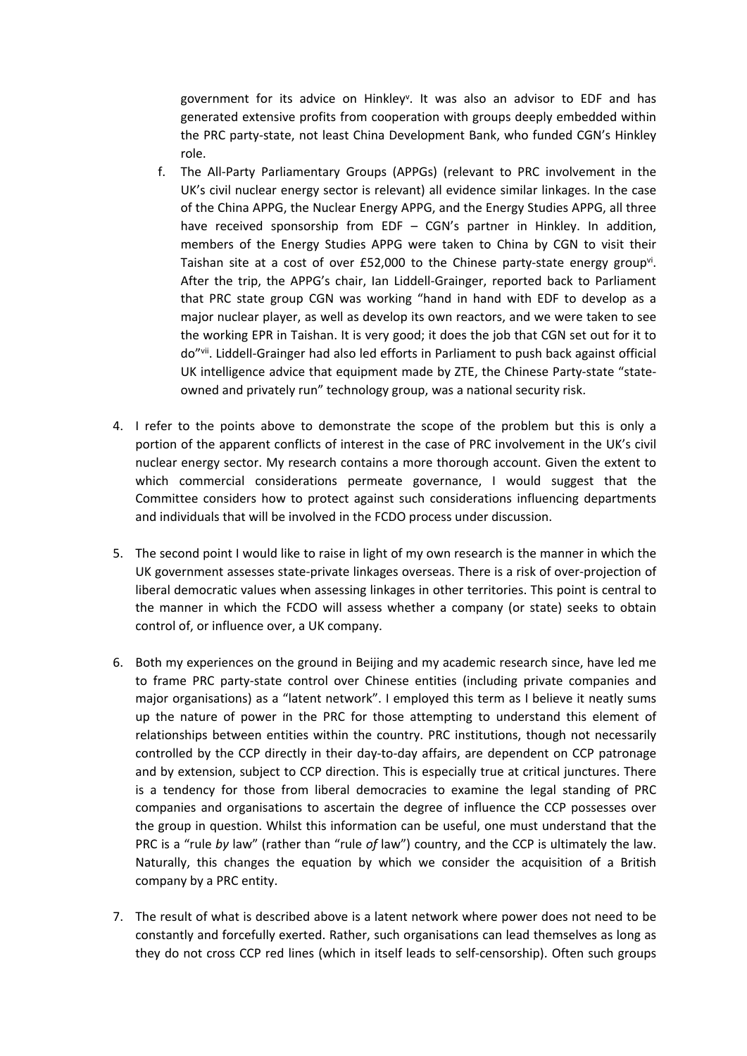government for its advice on Hinkley[v]. It was also an advisor to EDF and has generated extensive profits from cooperation with groups deeply embedded within the PRC party-state, not least China Development Bank, who funded CGN's Hinkley role.

f. The All-Party Parliamentary Groups (APPGs) (relevant to PRC involvement in the UK's civil nuclear energy sector is relevant) all evidence similar linkages. In the case of the China APPG, the Nuclear Energy APPG, and the Energy Studies APPG, all three have received sponsorship from EDF – CGN's partner in Hinkley. In addition, members of the Energy Studies APPG were taken to China by CGN to visit their Taishan site at a cost of over £52,000 to the Chinese party-state energy group[vi]. After the trip, the APPG's chair, Ian Liddell-Grainger, reported back to Parliament that PRC state group CGN was working "hand in hand with EDF to develop as a major nuclear player, as well as develop its own reactors, and we were taken to see the working EPR in Taishan. It is very good; it does the job that CGN set out for it to do"[vii]. Liddell-Grainger had also led efforts in Parliament to push back against official UK intelligence advice that equipment made by ZTE, the Chinese Party-state "state-owned and privately run" technology group, was a national security risk.

4. I refer to the points above to demonstrate the scope of the problem but this is only a portion of the apparent conflicts of interest in the case of PRC involvement in the UK's civil nuclear energy sector. My research contains a more thorough account. Given the extent to which commercial considerations permeate governance, I would suggest that the Committee considers how to protect against such considerations influencing departments and individuals that will be involved in the FCDO process under discussion.

5. The second point I would like to raise in light of my own research is the manner in which the UK government assesses state-private linkages overseas. There is a risk of over-projection of liberal democratic values when assessing linkages in other territories. This point is central to the manner in which the FCDO will assess whether a company (or state) seeks to obtain control of, or influence over, a UK company.

6. Both my experiences on the ground in Beijing and my academic research since, have led me to frame PRC party-state control over Chinese entities (including private companies and major organisations) as a "latent network". I employed this term as I believe it neatly sums up the nature of power in the PRC for those attempting to understand this element of relationships between entities within the country. PRC institutions, though not necessarily controlled by the CCP directly in their day-to-day affairs, are dependent on CCP patronage and by extension, subject to CCP direction. This is especially true at critical junctures. There is a tendency for those from liberal democracies to examine the legal standing of PRC companies and organisations to ascertain the degree of influence the CCP possesses over the group in question. Whilst this information can be useful, one must understand that the PRC is a "rule *by* law" (rather than "rule *of* law") country, and the CCP is ultimately the law. Naturally, this changes the equation by which we consider the acquisition of a British company by a PRC entity.

7. The result of what is described above is a latent network where power does not need to be constantly and forcefully exerted. Rather, such organisations can lead themselves as long as they do not cross CCP red lines (which in itself leads to self-censorship). Often such groups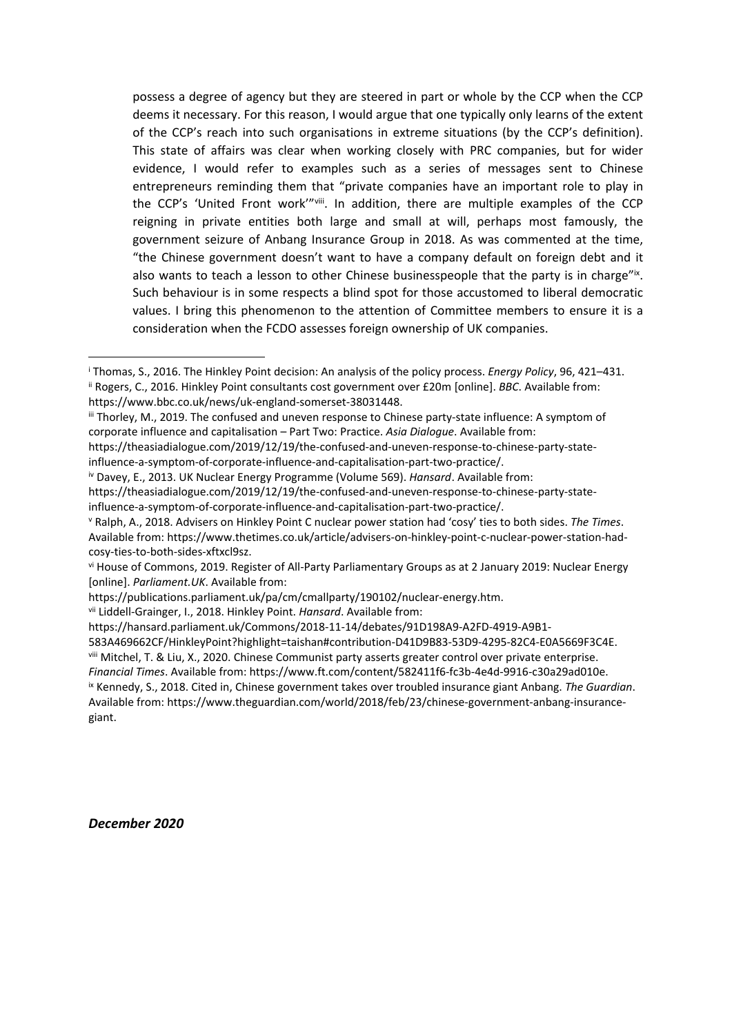possess a degree of agency but they are steered in part or whole by the CCP when the CCP deems it necessary. For this reason, I would argue that one typically only learns of the extent of the CCP's reach into such organisations in extreme situations (by the CCP's definition). This state of affairs was clear when working closely with PRC companies, but for wider evidence, I would refer to examples such as a series of messages sent to Chinese entrepreneurs reminding them that "private companies have an important role to play in the CCP's 'United Front work'"[viii]. In addition, there are multiple examples of the CCP reigning in private entities both large and small at will, perhaps most famously, the government seizure of Anbang Insurance Group in 2018. As was commented at the time, "the Chinese government doesn't want to have a company default on foreign debt and it also wants to teach a lesson to other Chinese businesspeople that the party is in charge"[ix]. Such behaviour is in some respects a blind spot for those accustomed to liberal democratic values. I bring this phenomenon to the attention of Committee members to ensure it is a consideration when the FCDO assesses foreign ownership of UK companies.

---

[i] Thomas, S., 2016. The Hinkley Point decision: An analysis of the policy process. *Energy Policy*, 96, 421–431.

[ii] Rogers, C., 2016. Hinkley Point consultants cost government over £20m [online]. *BBC*. Available from: https://www.bbc.co.uk/news/uk-england-somerset-38031448.

[iii] Thorley, M., 2019. The confused and uneven response to Chinese party-state influence: A symptom of corporate influence and capitalisation – Part Two: Practice. *Asia Dialogue*. Available from: https://theasiadialogue.com/2019/12/19/the-confused-and-uneven-response-to-chinese-party-state-influence-a-symptom-of-corporate-influence-and-capitalisation-part-two-practice/.

[iv] Davey, E., 2013. UK Nuclear Energy Programme (Volume 569). *Hansard*. Available from: https://theasiadialogue.com/2019/12/19/the-confused-and-uneven-response-to-chinese-party-state-influence-a-symptom-of-corporate-influence-and-capitalisation-part-two-practice/.

[v] Ralph, A., 2018. Advisers on Hinkley Point C nuclear power station had 'cosy' ties to both sides. *The Times*. Available from: https://www.thetimes.co.uk/article/advisers-on-hinkley-point-c-nuclear-power-station-had-cosy-ties-to-both-sides-xftxcl9sz.

[vi] House of Commons, 2019. Register of All-Party Parliamentary Groups as at 2 January 2019: Nuclear Energy [online]. *Parliament.UK*. Available from: https://publications.parliament.uk/pa/cm/cmallparty/190102/nuclear-energy.htm.

[vii] Liddell-Grainger, I., 2018. Hinkley Point. *Hansard*. Available from: https://hansard.parliament.uk/Commons/2018-11-14/debates/91D198A9-A2FD-4919-A9B1-583A469662CF/HinkleyPoint?highlight=taishan#contribution-D41D9B83-53D9-4295-82C4-E0A5669F3C4E.

[viii] Mitchel, T. & Liu, X., 2020. Chinese Communist party asserts greater control over private enterprise. *Financial Times*. Available from: https://www.ft.com/content/582411f6-fc3b-4e4d-9916-c30a29ad010e.

[ix] Kennedy, S., 2018. Cited in, Chinese government takes over troubled insurance giant Anbang. *The Guardian*. Available from: https://www.theguardian.com/world/2018/feb/23/chinese-government-anbang-insurance-giant.

***December 2020***